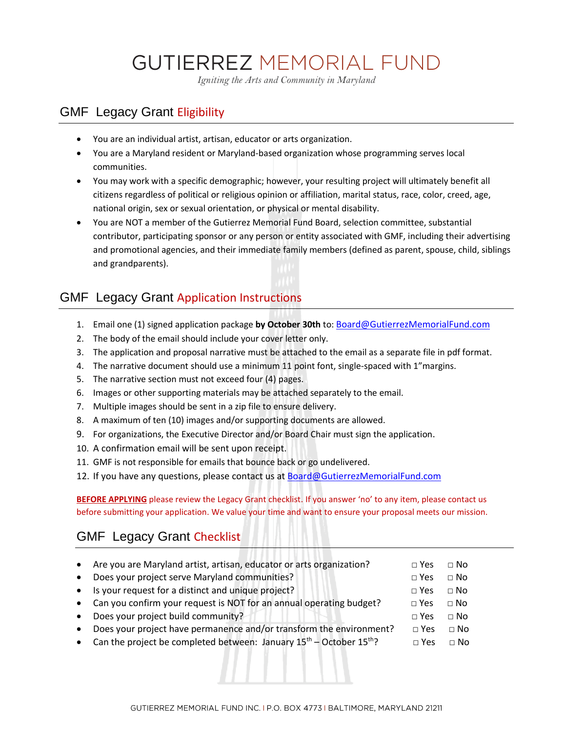# GUTIERREZ MEMORIAL FUND

*Igniting the Arts and Community in Maryland*

## GMF Legacy Grant Eligibility

- You are an individual artist, artisan, educator or arts organization.
- You are a Maryland resident or Maryland-based organization whose programming serves local communities.
- You may work with a specific demographic; however, your resulting project will ultimately benefit all citizens regardless of political or religious opinion or affiliation, marital status, race, color, creed, age, national origin, sex or sexual orientation, or physical or mental disability.
- You are NOT a member of the Gutierrez Memorial Fund Board, selection committee, substantial contributor, participating sponsor or any person or entity associated with GMF, including their advertising and promotional agencies, and their immediate family members (defined as parent, spouse, child, siblings and grandparents).

## GMF Legacy Grant Application Instructions

1. Email one (1) signed application package **by October 30th** to: Board@GutierrezMemorialFund.com
2. The body of the email should include your cover letter only.
3. The application and proposal narrative must be attached to the email as a separate file in pdf format.
4. The narrative document should use a minimum 11 point font, single-spaced with 1"margins.
5. The narrative section must not exceed four (4) pages.
6. Images or other supporting materials may be attached separately to the email.
7. Multiple images should be sent in a zip file to ensure delivery.
8. A maximum of ten (10) images and/or supporting documents are allowed.
9. For organizations, the Executive Director and/or Board Chair must sign the application.
10. A confirmation email will be sent upon receipt.
11. GMF is not responsible for emails that bounce back or go undelivered.
12. If you have any questions, please contact us at Board@GutierrezMemorialFund.com

**BEFORE APPLYING** please review the Legacy Grant checklist. If you answer 'no' to any item, please contact us before submitting your application. We value your time and want to ensure your proposal meets our mission.

## GMF Legacy Grant Checklist

- Are you are Maryland artist, artisan, educator or arts organization? □ Yes □ No
- Does your project serve Maryland communities? □ Yes □ No
- Is your request for a distinct and unique project? □ Yes □ No
- Can you confirm your request is NOT for an annual operating budget? □ Yes □ No
- Does your project build community? □ Yes □ No
- Does your project have permanence and/or transform the environment? □ Yes □ No
- Can the project be completed between: January 15th – October 15th? □ Yes □ No

GUTIERREZ MEMORIAL FUND INC. | P.O. BOX 4773 | BALTIMORE, MARYLAND 21211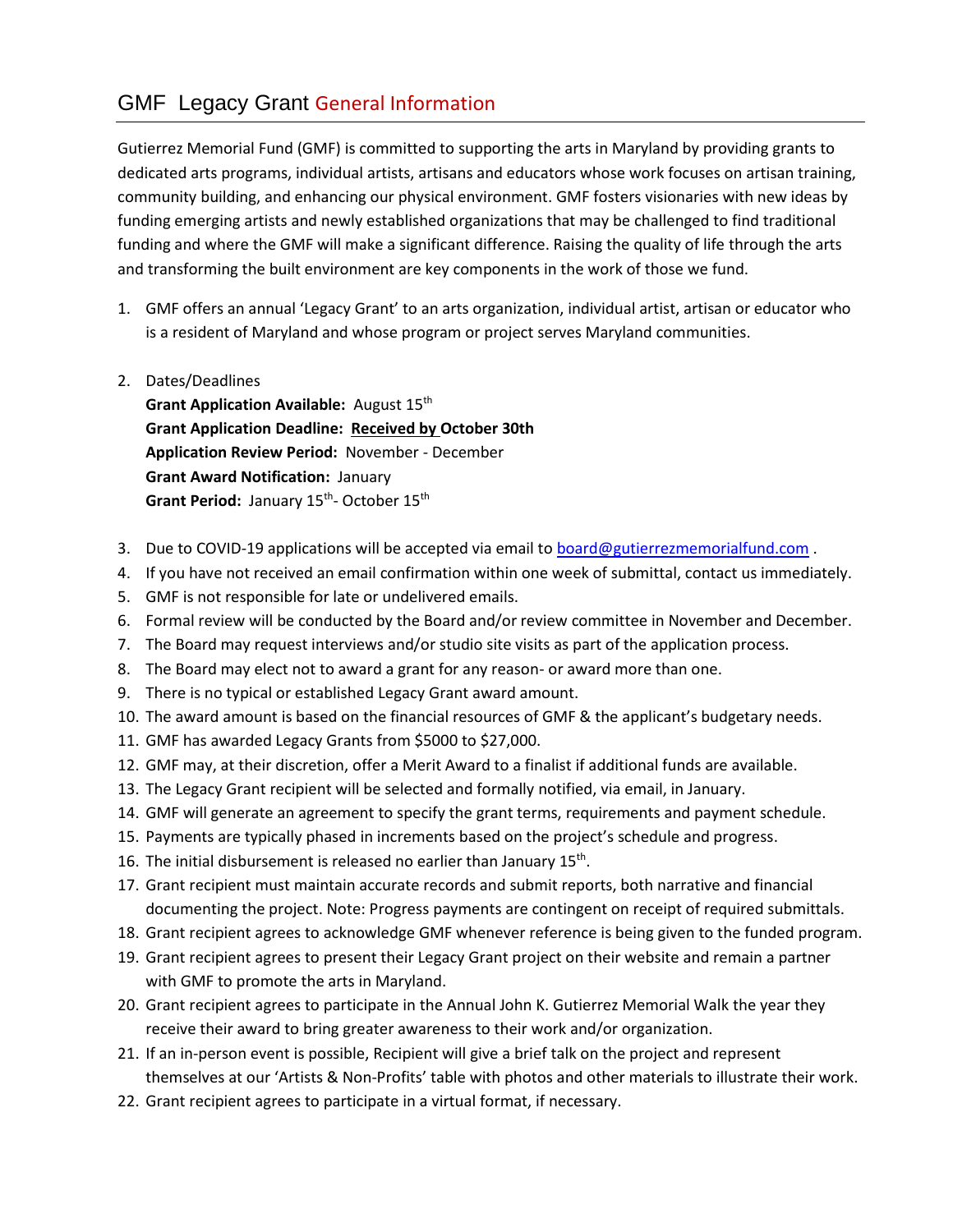## GMF Legacy Grant General Information

Gutierrez Memorial Fund (GMF) is committed to supporting the arts in Maryland by providing grants to dedicated arts programs, individual artists, artisans and educators whose work focuses on artisan training, community building, and enhancing our physical environment. GMF fosters visionaries with new ideas by funding emerging artists and newly established organizations that may be challenged to find traditional funding and where the GMF will make a significant difference. Raising the quality of life through the arts and transforming the built environment are key components in the work of those we fund.

1. GMF offers an annual 'Legacy Grant' to an arts organization, individual artist, artisan or educator who is a resident of Maryland and whose program or project serves Maryland communities.

2. Dates/Deadlines
   **Grant Application Available:** August 15th
   **Grant Application Deadline:** **Received by October 30th**
   **Application Review Period:** November - December
   **Grant Award Notification:** January
   **Grant Period:** January 15th- October 15th

3. Due to COVID-19 applications will be accepted via email to board@gutierrezmemorialfund.com .
4. If you have not received an email confirmation within one week of submittal, contact us immediately.
5. GMF is not responsible for late or undelivered emails.
6. Formal review will be conducted by the Board and/or review committee in November and December.
7. The Board may request interviews and/or studio site visits as part of the application process.
8. The Board may elect not to award a grant for any reason- or award more than one.
9. There is no typical or established Legacy Grant award amount.
10. The award amount is based on the financial resources of GMF & the applicant's budgetary needs.
11. GMF has awarded Legacy Grants from $5000 to $27,000.
12. GMF may, at their discretion, offer a Merit Award to a finalist if additional funds are available.
13. The Legacy Grant recipient will be selected and formally notified, via email, in January.
14. GMF will generate an agreement to specify the grant terms, requirements and payment schedule.
15. Payments are typically phased in increments based on the project's schedule and progress.
16. The initial disbursement is released no earlier than January 15th.
17. Grant recipient must maintain accurate records and submit reports, both narrative and financial documenting the project. Note: Progress payments are contingent on receipt of required submittals.
18. Grant recipient agrees to acknowledge GMF whenever reference is being given to the funded program.
19. Grant recipient agrees to present their Legacy Grant project on their website and remain a partner with GMF to promote the arts in Maryland.
20. Grant recipient agrees to participate in the Annual John K. Gutierrez Memorial Walk the year they receive their award to bring greater awareness to their work and/or organization.
21. If an in-person event is possible, Recipient will give a brief talk on the project and represent themselves at our 'Artists & Non-Profits' table with photos and other materials to illustrate their work.
22. Grant recipient agrees to participate in a virtual format, if necessary.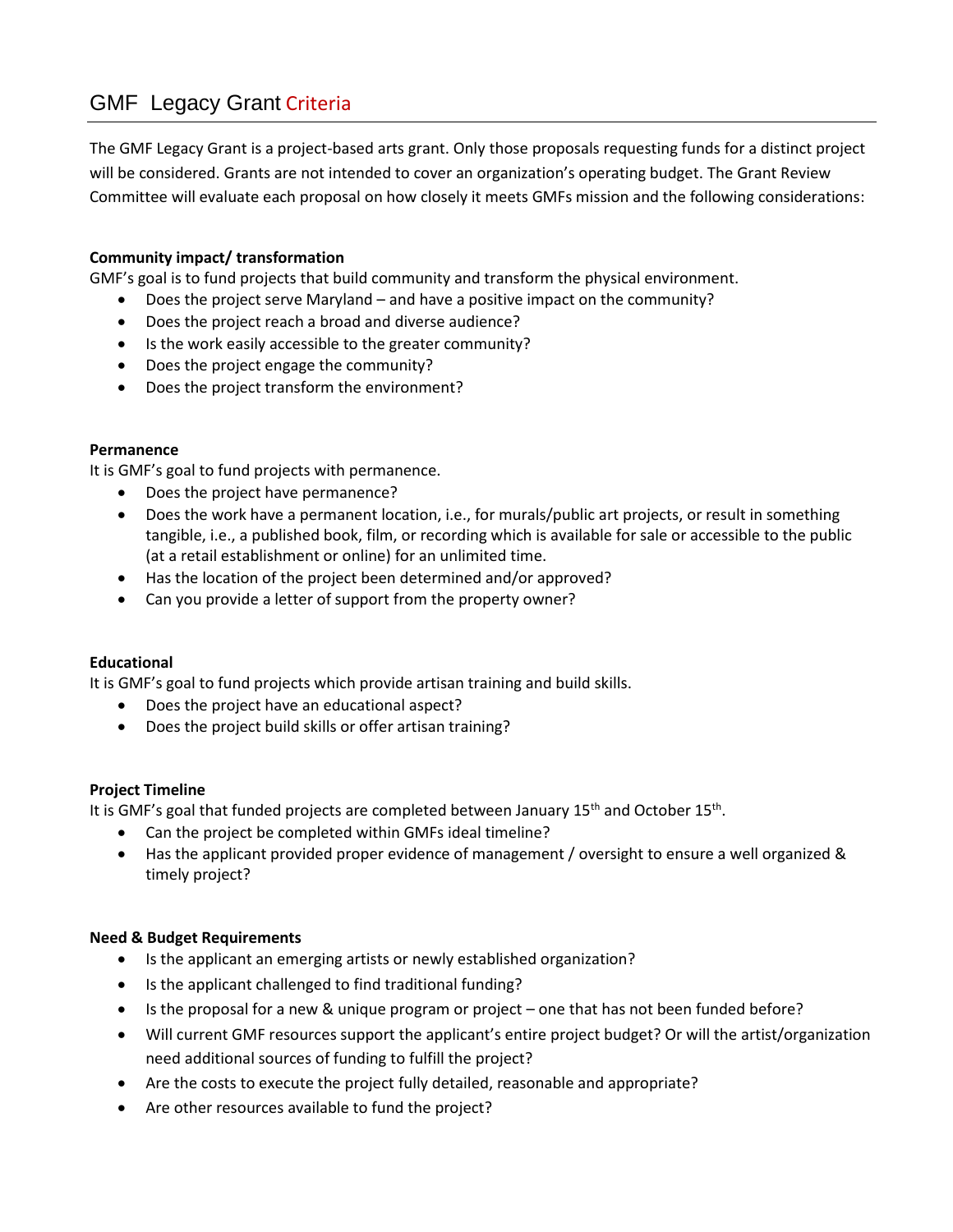# GMF Legacy Grant Criteria

The GMF Legacy Grant is a project-based arts grant. Only those proposals requesting funds for a distinct project will be considered. Grants are not intended to cover an organization's operating budget. The Grant Review Committee will evaluate each proposal on how closely it meets GMFs mission and the following considerations:

**Community impact/ transformation**

GMF's goal is to fund projects that build community and transform the physical environment.

- Does the project serve Maryland – and have a positive impact on the community?
- Does the project reach a broad and diverse audience?
- Is the work easily accessible to the greater community?
- Does the project engage the community?
- Does the project transform the environment?

**Permanence**

It is GMF's goal to fund projects with permanence.

- Does the project have permanence?
- Does the work have a permanent location, i.e., for murals/public art projects, or result in something tangible, i.e., a published book, film, or recording which is available for sale or accessible to the public (at a retail establishment or online) for an unlimited time.
- Has the location of the project been determined and/or approved?
- Can you provide a letter of support from the property owner?

**Educational**

It is GMF's goal to fund projects which provide artisan training and build skills.

- Does the project have an educational aspect?
- Does the project build skills or offer artisan training?

**Project Timeline**

It is GMF's goal that funded projects are completed between January 15th and October 15th.

- Can the project be completed within GMFs ideal timeline?
- Has the applicant provided proper evidence of management / oversight to ensure a well organized & timely project?

**Need & Budget Requirements**

- Is the applicant an emerging artists or newly established organization?
- Is the applicant challenged to find traditional funding?
- Is the proposal for a new & unique program or project – one that has not been funded before?
- Will current GMF resources support the applicant's entire project budget? Or will the artist/organization need additional sources of funding to fulfill the project?
- Are the costs to execute the project fully detailed, reasonable and appropriate?
- Are other resources available to fund the project?